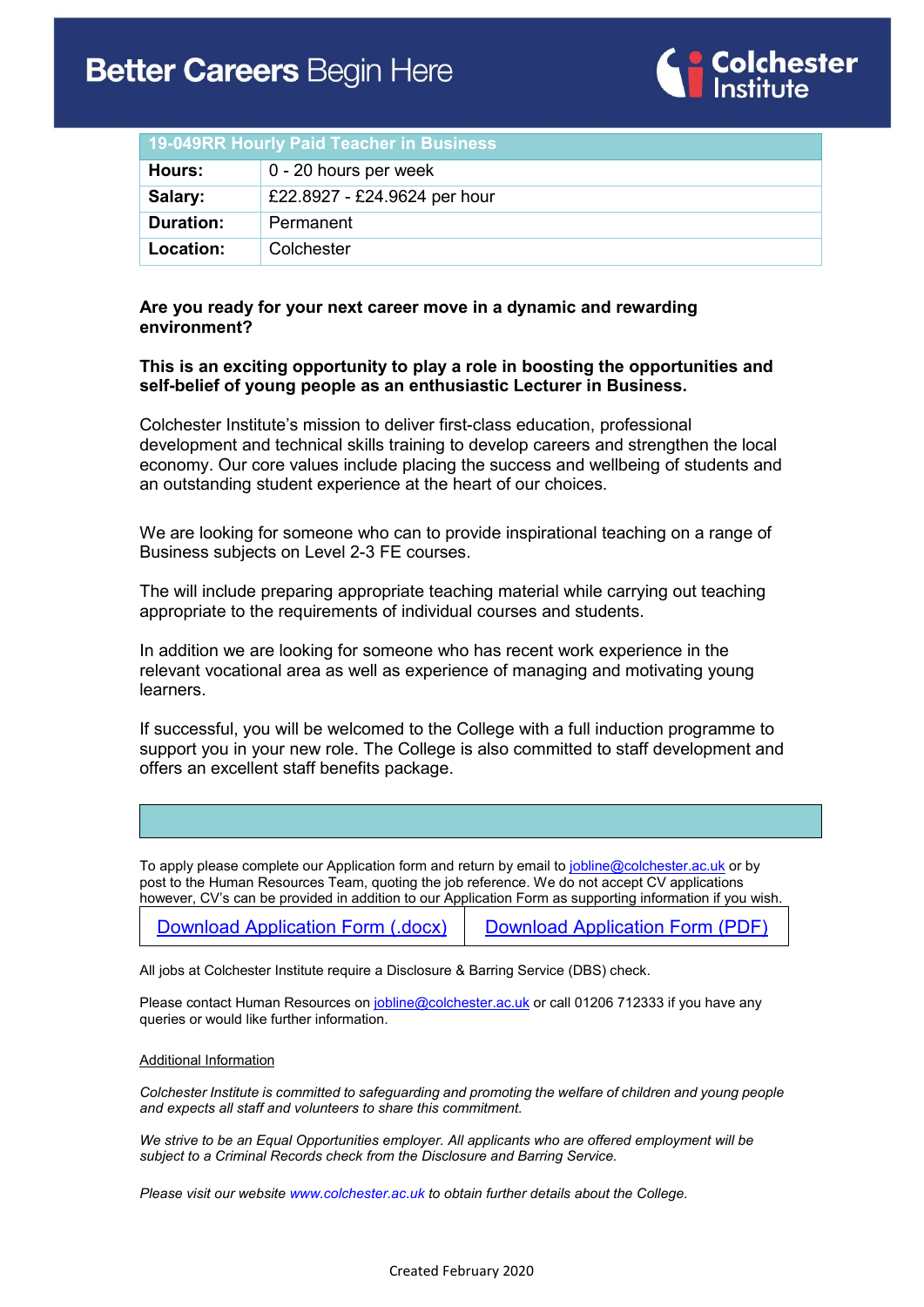# Better Careers Begin Here

Colchester Institute

| 19-049RR Hourly Paid Teacher in Business | |
|---|---|
| **Hours:** | 0 - 20 hours per week |
| **Salary:** | £22.8927 - £24.9624 per hour |
| **Duration:** | Permanent |
| **Location:** | Colchester |

**Are you ready for your next career move in a dynamic and rewarding environment?**

**This is an exciting opportunity to play a role in boosting the opportunities and self-belief of young people as an enthusiastic Lecturer in Business.**

Colchester Institute's mission to deliver first-class education, professional development and technical skills training to develop careers and strengthen the local economy. Our core values include placing the success and wellbeing of students and an outstanding student experience at the heart of our choices.

We are looking for someone who can to provide inspirational teaching on a range of Business subjects on Level 2-3 FE courses.

The will include preparing appropriate teaching material while carrying out teaching appropriate to the requirements of individual courses and students.

In addition we are looking for someone who has recent work experience in the relevant vocational area as well as experience of managing and motivating young learners.

If successful, you will be welcomed to the College with a full induction programme to support you in your new role. The College is also committed to staff development and offers an excellent staff benefits package.

To apply please complete our Application form and return by email to jobline@colchester.ac.uk or by post to the Human Resources Team, quoting the job reference. We do not accept CV applications however, CV's can be provided in addition to our Application Form as supporting information if you wish.

| Download Application Form (.docx) | Download Application Form (PDF) |
|---|---|

All jobs at Colchester Institute require a Disclosure & Barring Service (DBS) check.

Please contact Human Resources on jobline@colchester.ac.uk or call 01206 712333 if you have any queries or would like further information.

Additional Information

*Colchester Institute is committed to safeguarding and promoting the welfare of children and young people and expects all staff and volunteers to share this commitment.*

*We strive to be an Equal Opportunities employer. All applicants who are offered employment will be subject to a Criminal Records check from the Disclosure and Barring Service.*

*Please visit our website www.colchester.ac.uk to obtain further details about the College.*

Created February 2020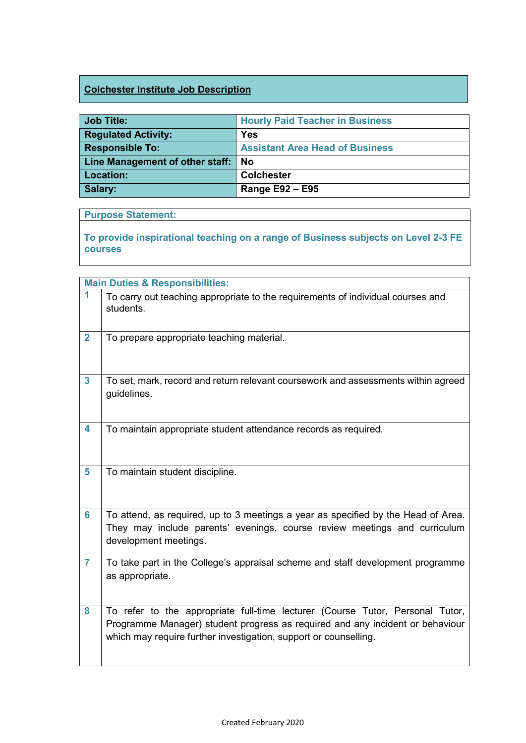## Colchester Institute Job Description

| Job Title: | Hourly Paid Teacher in Business |
|---|---|
| Regulated Activity: | Yes |
| Responsible To: | Assistant Area Head of Business |
| Line Management of other staff: | No |
| Location: | Colchester |
| Salary: | Range E92 – E95 |

**Purpose Statement:**

**To provide inspirational teaching on a range of Business subjects on Level 2-3 FE courses**

| Main Duties & Responsibilities: | |
|---|---|
| 1 | To carry out teaching appropriate to the requirements of individual courses and students. |
| 2 | To prepare appropriate teaching material. |
| 3 | To set, mark, record and return relevant coursework and assessments within agreed guidelines. |
| 4 | To maintain appropriate student attendance records as required. |
| 5 | To maintain student discipline. |
| 6 | To attend, as required, up to 3 meetings a year as specified by the Head of Area. They may include parents' evenings, course review meetings and curriculum development meetings. |
| 7 | To take part in the College's appraisal scheme and staff development programme as appropriate. |
| 8 | To refer to the appropriate full-time lecturer (Course Tutor, Personal Tutor, Programme Manager) student progress as required and any incident or behaviour which may require further investigation, support or counselling. |

Created February 2020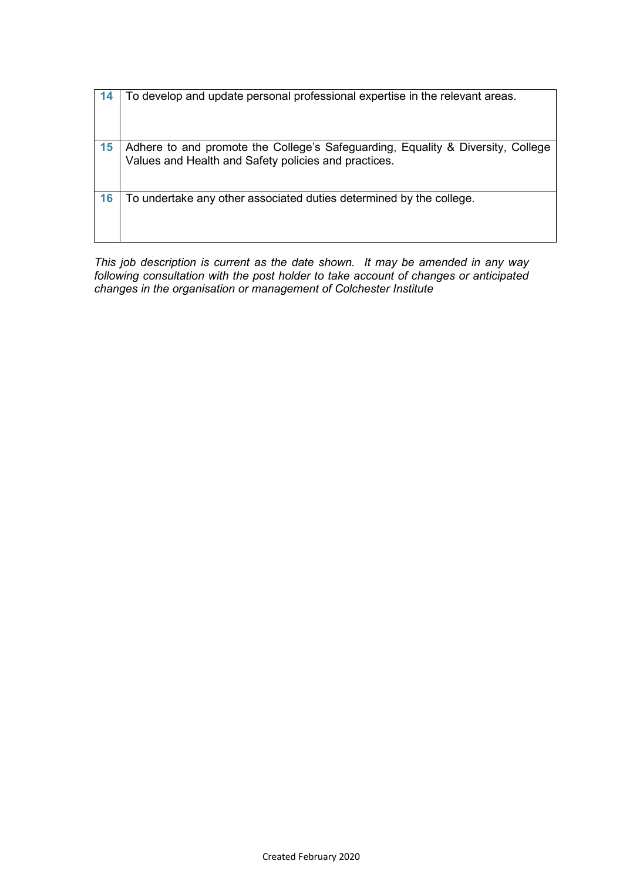| | |
|---|---|
| **14** | To develop and update personal professional expertise in the relevant areas. |
| **15** | Adhere to and promote the College's Safeguarding, Equality & Diversity, College Values and Health and Safety policies and practices. |
| **16** | To undertake any other associated duties determined by the college. |

*This job description is current as the date shown. It may be amended in any way following consultation with the post holder to take account of changes or anticipated changes in the organisation or management of Colchester Institute*

Created February 2020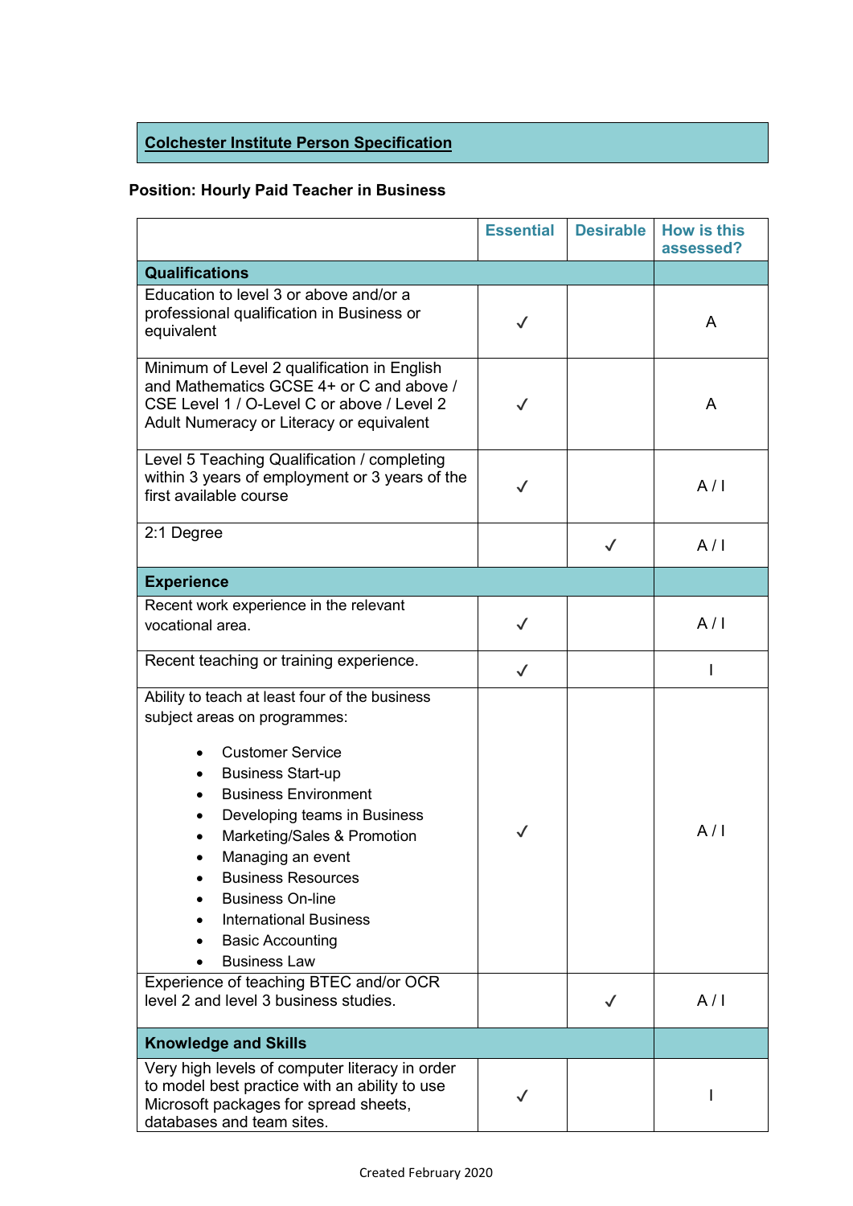## Colchester Institute Person Specification

**Position: Hourly Paid Teacher in Business**

| | Essential | Desirable | How is this assessed? |
|---|---|---|---|
| **Qualifications** | | | |
| Education to level 3 or above and/or a professional qualification in Business or equivalent | ✓ | | A |
| Minimum of Level 2 qualification in English and Mathematics GCSE 4+ or C and above / CSE Level 1 / O-Level C or above / Level 2 Adult Numeracy or Literacy or equivalent | ✓ | | A |
| Level 5 Teaching Qualification / completing within 3 years of employment or 3 years of the first available course | ✓ | | A / I |
| 2:1 Degree | | ✓ | A / I |
| **Experience** | | | |
| Recent work experience in the relevant vocational area. | ✓ | | A / I |
| Recent teaching or training experience. | ✓ | | I |
| Ability to teach at least four of the business subject areas on programmes:<br>• Customer Service<br>• Business Start-up<br>• Business Environment<br>• Developing teams in Business<br>• Marketing/Sales & Promotion<br>• Managing an event<br>• Business Resources<br>• Business On-line<br>• International Business<br>• Basic Accounting<br>• Business Law | ✓ | | A / I |
| Experience of teaching BTEC and/or OCR level 2 and level 3 business studies. | | ✓ | A / I |
| **Knowledge and Skills** | | | |
| Very high levels of computer literacy in order to model best practice with an ability to use Microsoft packages for spread sheets, databases and team sites. | ✓ | | I |

Created February 2020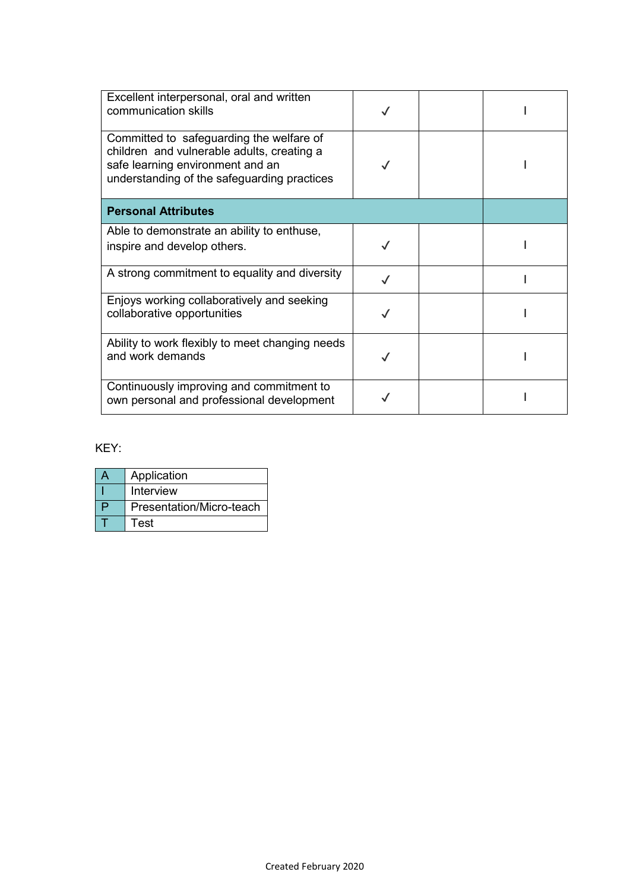| | | | |
|---|---|---|---|
| Excellent interpersonal, oral and written communication skills | ✓ | | I |
| Committed to safeguarding the welfare of children and vulnerable adults, creating a safe learning environment and an understanding of the safeguarding practices | ✓ | | I |
| **Personal Attributes** | | | |
| Able to demonstrate an ability to enthuse, inspire and develop others. | ✓ | | I |
| A strong commitment to equality and diversity | ✓ | | I |
| Enjoys working collaboratively and seeking collaborative opportunities | ✓ | | I |
| Ability to work flexibly to meet changing needs and work demands | ✓ | | I |
| Continuously improving and commitment to own personal and professional development | ✓ | | I |

KEY:

| | |
|---|---|
| A | Application |
| I | Interview |
| P | Presentation/Micro-teach |
| T | Test |

Created February 2020